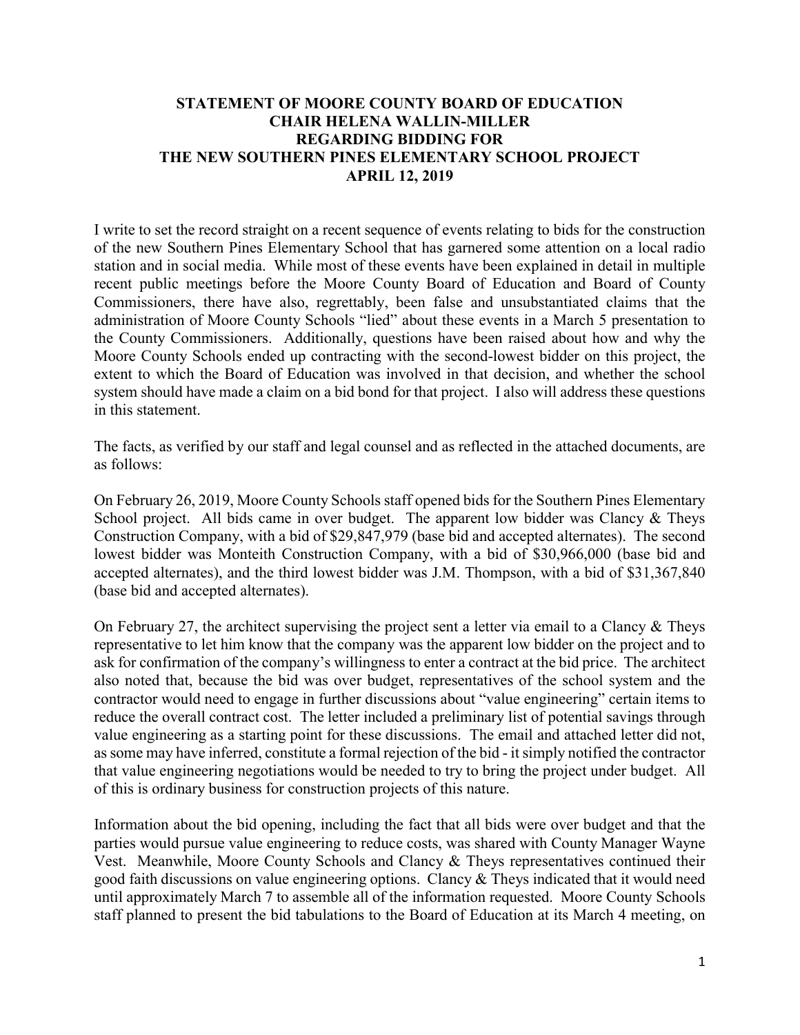# STATEMENT OF MOORE COUNTY BOARD OF EDUCATION CHAIR HELENA WALLIN-MILLER REGARDING BIDDING FOR THE NEW SOUTHERN PINES ELEMENTARY SCHOOL PROJECT APRIL 12, 2019

I write to set the record straight on a recent sequence of events relating to bids for the construction of the new Southern Pines Elementary School that has garnered some attention on a local radio station and in social media. While most of these events have been explained in detail in multiple recent public meetings before the Moore County Board of Education and Board of County Commissioners, there have also, regrettably, been false and unsubstantiated claims that the administration of Moore County Schools "lied" about these events in a March 5 presentation to the County Commissioners. Additionally, questions have been raised about how and why the Moore County Schools ended up contracting with the second-lowest bidder on this project, the extent to which the Board of Education was involved in that decision, and whether the school system should have made a claim on a bid bond for that project. I also will address these questions in this statement.

The facts, as verified by our staff and legal counsel and as reflected in the attached documents, are as follows:

On February 26, 2019, Moore County Schools staff opened bids for the Southern Pines Elementary School project. All bids came in over budget. The apparent low bidder was Clancy & Theys Construction Company, with a bid of $29,847,979 (base bid and accepted alternates). The second lowest bidder was Monteith Construction Company, with a bid of $30,966,000 (base bid and accepted alternates), and the third lowest bidder was J.M. Thompson, with a bid of $31,367,840 (base bid and accepted alternates).

On February 27, the architect supervising the project sent a letter via email to a Clancy & Theys representative to let him know that the company was the apparent low bidder on the project and to ask for confirmation of the company's willingness to enter a contract at the bid price. The architect also noted that, because the bid was over budget, representatives of the school system and the contractor would need to engage in further discussions about "value engineering" certain items to reduce the overall contract cost. The letter included a preliminary list of potential savings through value engineering as a starting point for these discussions. The email and attached letter did not, as some may have inferred, constitute a formal rejection of the bid - it simply notified the contractor that value engineering negotiations would be needed to try to bring the project under budget. All of this is ordinary business for construction projects of this nature.

Information about the bid opening, including the fact that all bids were over budget and that the parties would pursue value engineering to reduce costs, was shared with County Manager Wayne Vest. Meanwhile, Moore County Schools and Clancy & Theys representatives continued their good faith discussions on value engineering options. Clancy & Theys indicated that it would need until approximately March 7 to assemble all of the information requested. Moore County Schools staff planned to present the bid tabulations to the Board of Education at its March 4 meeting, on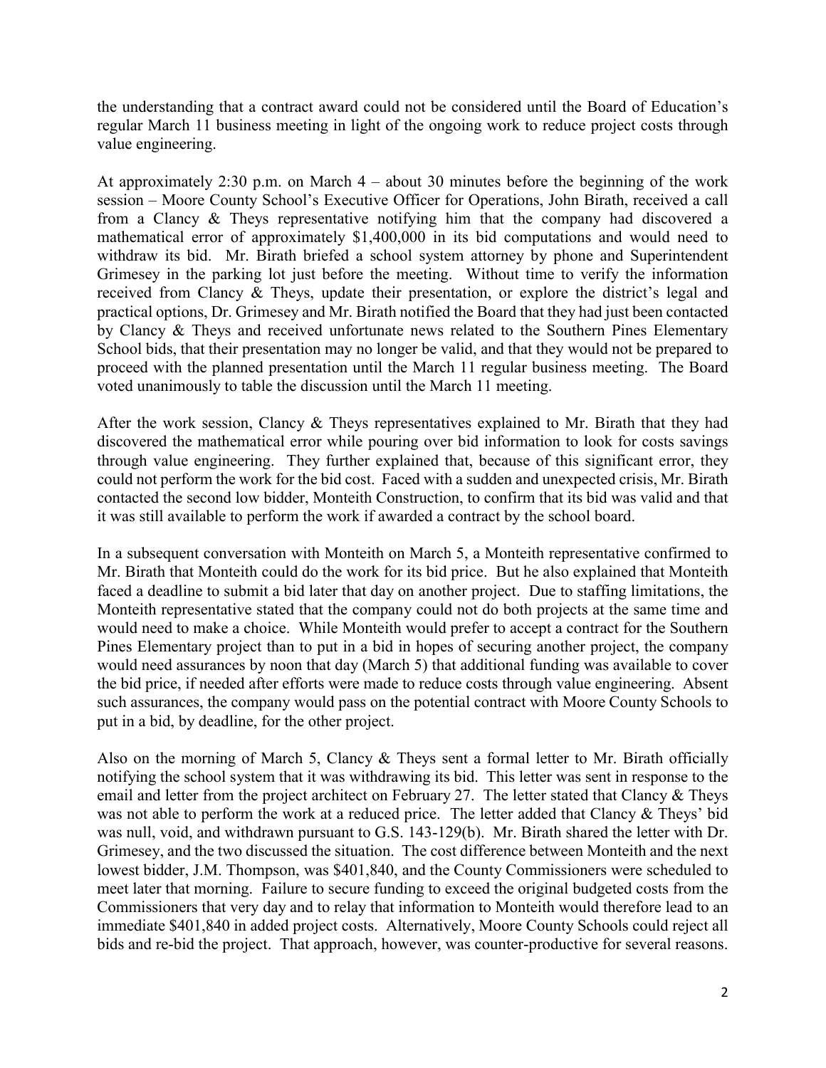the understanding that a contract award could not be considered until the Board of Education's regular March 11 business meeting in light of the ongoing work to reduce project costs through value engineering.

At approximately 2:30 p.m. on March 4 – about 30 minutes before the beginning of the work session – Moore County School's Executive Officer for Operations, John Birath, received a call from a Clancy & Theys representative notifying him that the company had discovered a mathematical error of approximately $1,400,000 in its bid computations and would need to withdraw its bid. Mr. Birath briefed a school system attorney by phone and Superintendent Grimesey in the parking lot just before the meeting. Without time to verify the information received from Clancy & Theys, update their presentation, or explore the district's legal and practical options, Dr. Grimesey and Mr. Birath notified the Board that they had just been contacted by Clancy & Theys and received unfortunate news related to the Southern Pines Elementary School bids, that their presentation may no longer be valid, and that they would not be prepared to proceed with the planned presentation until the March 11 regular business meeting. The Board voted unanimously to table the discussion until the March 11 meeting.

After the work session, Clancy & Theys representatives explained to Mr. Birath that they had discovered the mathematical error while pouring over bid information to look for costs savings through value engineering. They further explained that, because of this significant error, they could not perform the work for the bid cost. Faced with a sudden and unexpected crisis, Mr. Birath contacted the second low bidder, Monteith Construction, to confirm that its bid was valid and that it was still available to perform the work if awarded a contract by the school board.

In a subsequent conversation with Monteith on March 5, a Monteith representative confirmed to Mr. Birath that Monteith could do the work for its bid price. But he also explained that Monteith faced a deadline to submit a bid later that day on another project. Due to staffing limitations, the Monteith representative stated that the company could not do both projects at the same time and would need to make a choice. While Monteith would prefer to accept a contract for the Southern Pines Elementary project than to put in a bid in hopes of securing another project, the company would need assurances by noon that day (March 5) that additional funding was available to cover the bid price, if needed after efforts were made to reduce costs through value engineering. Absent such assurances, the company would pass on the potential contract with Moore County Schools to put in a bid, by deadline, for the other project.

Also on the morning of March 5, Clancy & Theys sent a formal letter to Mr. Birath officially notifying the school system that it was withdrawing its bid. This letter was sent in response to the email and letter from the project architect on February 27. The letter stated that Clancy & Theys was not able to perform the work at a reduced price. The letter added that Clancy & Theys' bid was null, void, and withdrawn pursuant to G.S. 143-129(b). Mr. Birath shared the letter with Dr. Grimesey, and the two discussed the situation. The cost difference between Monteith and the next lowest bidder, J.M. Thompson, was $401,840, and the County Commissioners were scheduled to meet later that morning. Failure to secure funding to exceed the original budgeted costs from the Commissioners that very day and to relay that information to Monteith would therefore lead to an immediate $401,840 in added project costs. Alternatively, Moore County Schools could reject all bids and re-bid the project. That approach, however, was counter-productive for several reasons.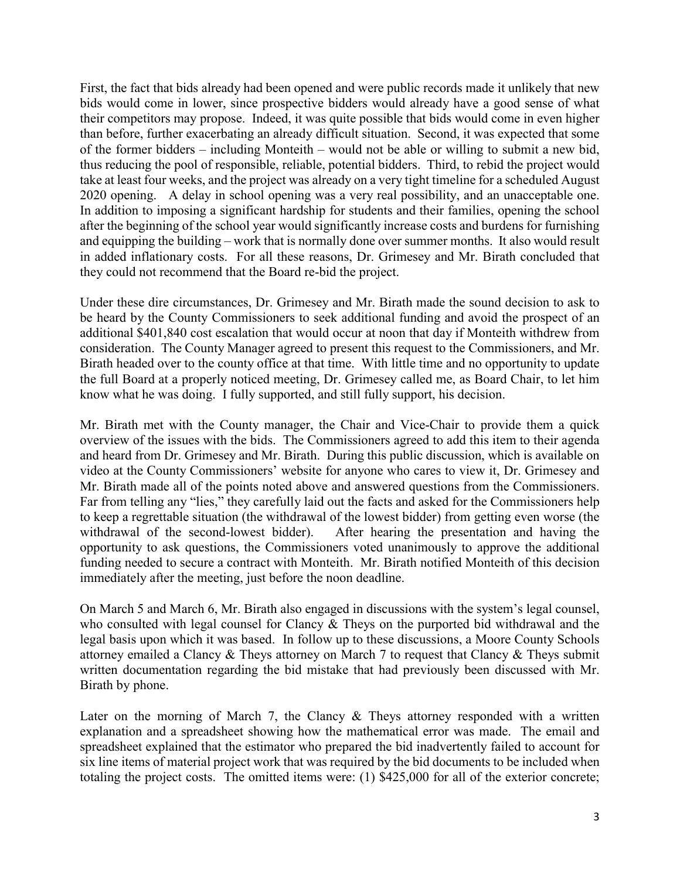First, the fact that bids already had been opened and were public records made it unlikely that new bids would come in lower, since prospective bidders would already have a good sense of what their competitors may propose. Indeed, it was quite possible that bids would come in even higher than before, further exacerbating an already difficult situation. Second, it was expected that some of the former bidders – including Monteith – would not be able or willing to submit a new bid, thus reducing the pool of responsible, reliable, potential bidders. Third, to rebid the project would take at least four weeks, and the project was already on a very tight timeline for a scheduled August 2020 opening. A delay in school opening was a very real possibility, and an unacceptable one. In addition to imposing a significant hardship for students and their families, opening the school after the beginning of the school year would significantly increase costs and burdens for furnishing and equipping the building – work that is normally done over summer months. It also would result in added inflationary costs. For all these reasons, Dr. Grimesey and Mr. Birath concluded that they could not recommend that the Board re-bid the project.

Under these dire circumstances, Dr. Grimesey and Mr. Birath made the sound decision to ask to be heard by the County Commissioners to seek additional funding and avoid the prospect of an additional $401,840 cost escalation that would occur at noon that day if Monteith withdrew from consideration. The County Manager agreed to present this request to the Commissioners, and Mr. Birath headed over to the county office at that time. With little time and no opportunity to update the full Board at a properly noticed meeting, Dr. Grimesey called me, as Board Chair, to let him know what he was doing. I fully supported, and still fully support, his decision.

Mr. Birath met with the County manager, the Chair and Vice-Chair to provide them a quick overview of the issues with the bids. The Commissioners agreed to add this item to their agenda and heard from Dr. Grimesey and Mr. Birath. During this public discussion, which is available on video at the County Commissioners' website for anyone who cares to view it, Dr. Grimesey and Mr. Birath made all of the points noted above and answered questions from the Commissioners. Far from telling any "lies," they carefully laid out the facts and asked for the Commissioners help to keep a regrettable situation (the withdrawal of the lowest bidder) from getting even worse (the withdrawal of the second-lowest bidder). After hearing the presentation and having the opportunity to ask questions, the Commissioners voted unanimously to approve the additional funding needed to secure a contract with Monteith. Mr. Birath notified Monteith of this decision immediately after the meeting, just before the noon deadline.

On March 5 and March 6, Mr. Birath also engaged in discussions with the system's legal counsel, who consulted with legal counsel for Clancy & Theys on the purported bid withdrawal and the legal basis upon which it was based. In follow up to these discussions, a Moore County Schools attorney emailed a Clancy & Theys attorney on March 7 to request that Clancy & Theys submit written documentation regarding the bid mistake that had previously been discussed with Mr. Birath by phone.

Later on the morning of March 7, the Clancy & Theys attorney responded with a written explanation and a spreadsheet showing how the mathematical error was made. The email and spreadsheet explained that the estimator who prepared the bid inadvertently failed to account for six line items of material project work that was required by the bid documents to be included when totaling the project costs. The omitted items were: (1) $425,000 for all of the exterior concrete;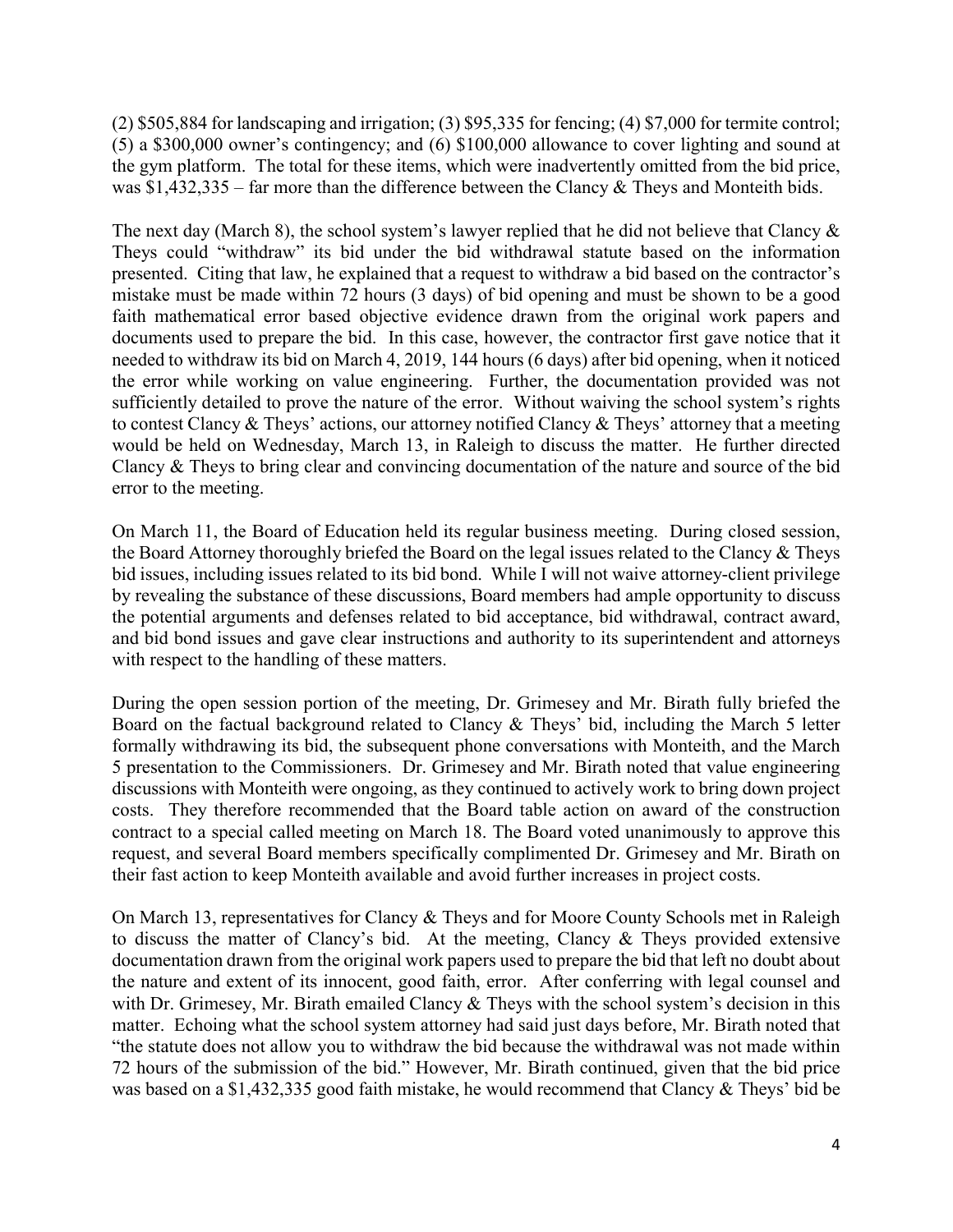(2) $505,884 for landscaping and irrigation; (3) $95,335 for fencing; (4) $7,000 for termite control; (5) a $300,000 owner's contingency; and (6) $100,000 allowance to cover lighting and sound at the gym platform. The total for these items, which were inadvertently omitted from the bid price, was $1,432,335 – far more than the difference between the Clancy & Theys and Monteith bids.

The next day (March 8), the school system's lawyer replied that he did not believe that Clancy & Theys could "withdraw" its bid under the bid withdrawal statute based on the information presented. Citing that law, he explained that a request to withdraw a bid based on the contractor's mistake must be made within 72 hours (3 days) of bid opening and must be shown to be a good faith mathematical error based objective evidence drawn from the original work papers and documents used to prepare the bid. In this case, however, the contractor first gave notice that it needed to withdraw its bid on March 4, 2019, 144 hours (6 days) after bid opening, when it noticed the error while working on value engineering. Further, the documentation provided was not sufficiently detailed to prove the nature of the error. Without waiving the school system's rights to contest Clancy & Theys' actions, our attorney notified Clancy & Theys' attorney that a meeting would be held on Wednesday, March 13, in Raleigh to discuss the matter. He further directed Clancy & Theys to bring clear and convincing documentation of the nature and source of the bid error to the meeting.

On March 11, the Board of Education held its regular business meeting. During closed session, the Board Attorney thoroughly briefed the Board on the legal issues related to the Clancy & Theys bid issues, including issues related to its bid bond. While I will not waive attorney-client privilege by revealing the substance of these discussions, Board members had ample opportunity to discuss the potential arguments and defenses related to bid acceptance, bid withdrawal, contract award, and bid bond issues and gave clear instructions and authority to its superintendent and attorneys with respect to the handling of these matters.

During the open session portion of the meeting, Dr. Grimesey and Mr. Birath fully briefed the Board on the factual background related to Clancy & Theys' bid, including the March 5 letter formally withdrawing its bid, the subsequent phone conversations with Monteith, and the March 5 presentation to the Commissioners. Dr. Grimesey and Mr. Birath noted that value engineering discussions with Monteith were ongoing, as they continued to actively work to bring down project costs. They therefore recommended that the Board table action on award of the construction contract to a special called meeting on March 18. The Board voted unanimously to approve this request, and several Board members specifically complimented Dr. Grimesey and Mr. Birath on their fast action to keep Monteith available and avoid further increases in project costs.

On March 13, representatives for Clancy & Theys and for Moore County Schools met in Raleigh to discuss the matter of Clancy's bid. At the meeting, Clancy & Theys provided extensive documentation drawn from the original work papers used to prepare the bid that left no doubt about the nature and extent of its innocent, good faith, error. After conferring with legal counsel and with Dr. Grimesey, Mr. Birath emailed Clancy & Theys with the school system's decision in this matter. Echoing what the school system attorney had said just days before, Mr. Birath noted that "the statute does not allow you to withdraw the bid because the withdrawal was not made within 72 hours of the submission of the bid." However, Mr. Birath continued, given that the bid price was based on a $1,432,335 good faith mistake, he would recommend that Clancy & Theys' bid be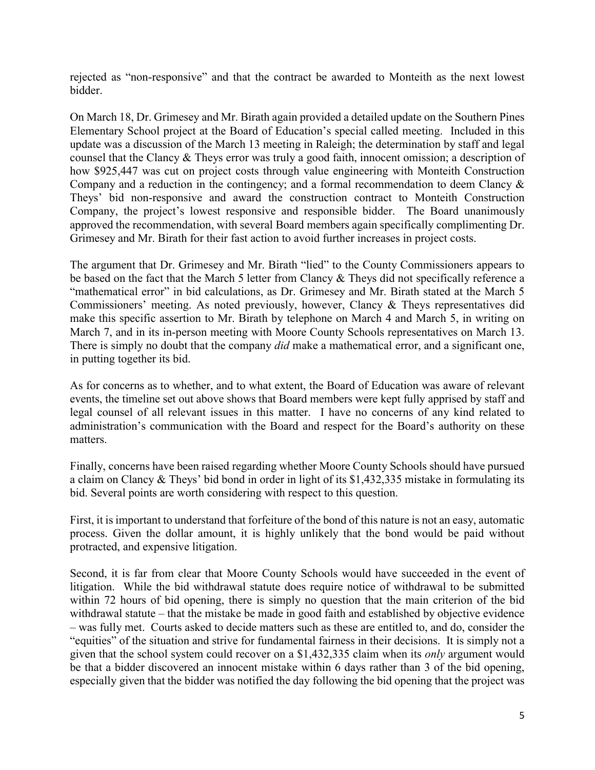rejected as "non-responsive" and that the contract be awarded to Monteith as the next lowest bidder.

On March 18, Dr. Grimesey and Mr. Birath again provided a detailed update on the Southern Pines Elementary School project at the Board of Education's special called meeting. Included in this update was a discussion of the March 13 meeting in Raleigh; the determination by staff and legal counsel that the Clancy & Theys error was truly a good faith, innocent omission; a description of how $925,447 was cut on project costs through value engineering with Monteith Construction Company and a reduction in the contingency; and a formal recommendation to deem Clancy & Theys' bid non-responsive and award the construction contract to Monteith Construction Company, the project's lowest responsive and responsible bidder. The Board unanimously approved the recommendation, with several Board members again specifically complimenting Dr. Grimesey and Mr. Birath for their fast action to avoid further increases in project costs.

The argument that Dr. Grimesey and Mr. Birath "lied" to the County Commissioners appears to be based on the fact that the March 5 letter from Clancy & Theys did not specifically reference a "mathematical error" in bid calculations, as Dr. Grimesey and Mr. Birath stated at the March 5 Commissioners' meeting. As noted previously, however, Clancy & Theys representatives did make this specific assertion to Mr. Birath by telephone on March 4 and March 5, in writing on March 7, and in its in-person meeting with Moore County Schools representatives on March 13. There is simply no doubt that the company *did* make a mathematical error, and a significant one, in putting together its bid.

As for concerns as to whether, and to what extent, the Board of Education was aware of relevant events, the timeline set out above shows that Board members were kept fully apprised by staff and legal counsel of all relevant issues in this matter. I have no concerns of any kind related to administration's communication with the Board and respect for the Board's authority on these matters.

Finally, concerns have been raised regarding whether Moore County Schools should have pursued a claim on Clancy & Theys' bid bond in order in light of its $1,432,335 mistake in formulating its bid. Several points are worth considering with respect to this question.

First, it is important to understand that forfeiture of the bond of this nature is not an easy, automatic process. Given the dollar amount, it is highly unlikely that the bond would be paid without protracted, and expensive litigation.

Second, it is far from clear that Moore County Schools would have succeeded in the event of litigation. While the bid withdrawal statute does require notice of withdrawal to be submitted within 72 hours of bid opening, there is simply no question that the main criterion of the bid withdrawal statute – that the mistake be made in good faith and established by objective evidence – was fully met. Courts asked to decide matters such as these are entitled to, and do, consider the "equities" of the situation and strive for fundamental fairness in their decisions. It is simply not a given that the school system could recover on a $1,432,335 claim when its *only* argument would be that a bidder discovered an innocent mistake within 6 days rather than 3 of the bid opening, especially given that the bidder was notified the day following the bid opening that the project was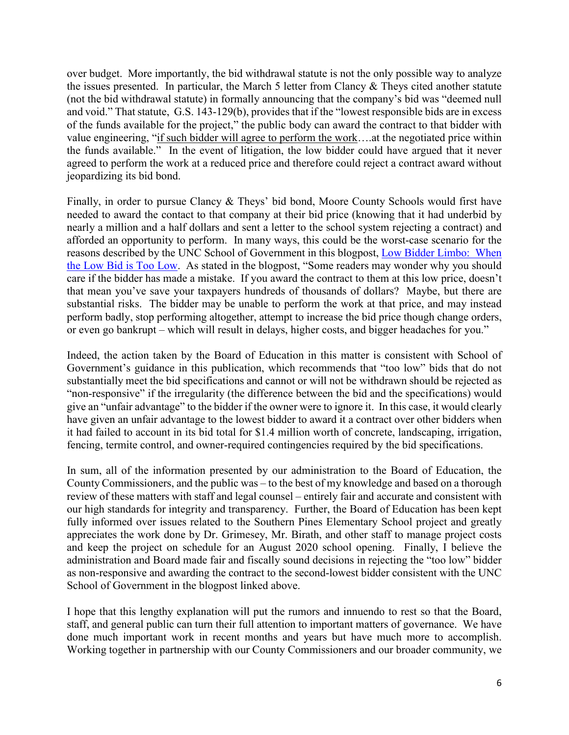over budget. More importantly, the bid withdrawal statute is not the only possible way to analyze the issues presented. In particular, the March 5 letter from Clancy & Theys cited another statute (not the bid withdrawal statute) in formally announcing that the company's bid was "deemed null and void." That statute, G.S. 143-129(b), provides that if the "lowest responsible bids are in excess of the funds available for the project," the public body can award the contract to that bidder with value engineering, "if such bidder will agree to perform the work….at the negotiated price within the funds available." In the event of litigation, the low bidder could have argued that it never agreed to perform the work at a reduced price and therefore could reject a contract award without jeopardizing its bid bond.

Finally, in order to pursue Clancy & Theys' bid bond, Moore County Schools would first have needed to award the contact to that company at their bid price (knowing that it had underbid by nearly a million and a half dollars and sent a letter to the school system rejecting a contract) and afforded an opportunity to perform. In many ways, this could be the worst-case scenario for the reasons described by the UNC School of Government in this blogpost, [Low Bidder Limbo: When the Low Bid is Too Low](). As stated in the blogpost, "Some readers may wonder why you should care if the bidder has made a mistake. If you award the contract to them at this low price, doesn't that mean you've save your taxpayers hundreds of thousands of dollars? Maybe, but there are substantial risks. The bidder may be unable to perform the work at that price, and may instead perform badly, stop performing altogether, attempt to increase the bid price though change orders, or even go bankrupt – which will result in delays, higher costs, and bigger headaches for you."

Indeed, the action taken by the Board of Education in this matter is consistent with School of Government's guidance in this publication, which recommends that "too low" bids that do not substantially meet the bid specifications and cannot or will not be withdrawn should be rejected as "non-responsive" if the irregularity (the difference between the bid and the specifications) would give an "unfair advantage" to the bidder if the owner were to ignore it. In this case, it would clearly have given an unfair advantage to the lowest bidder to award it a contract over other bidders when it had failed to account in its bid total for $1.4 million worth of concrete, landscaping, irrigation, fencing, termite control, and owner-required contingencies required by the bid specifications.

In sum, all of the information presented by our administration to the Board of Education, the County Commissioners, and the public was – to the best of my knowledge and based on a thorough review of these matters with staff and legal counsel – entirely fair and accurate and consistent with our high standards for integrity and transparency. Further, the Board of Education has been kept fully informed over issues related to the Southern Pines Elementary School project and greatly appreciates the work done by Dr. Grimesey, Mr. Birath, and other staff to manage project costs and keep the project on schedule for an August 2020 school opening. Finally, I believe the administration and Board made fair and fiscally sound decisions in rejecting the "too low" bidder as non-responsive and awarding the contract to the second-lowest bidder consistent with the UNC School of Government in the blogpost linked above.

I hope that this lengthy explanation will put the rumors and innuendo to rest so that the Board, staff, and general public can turn their full attention to important matters of governance. We have done much important work in recent months and years but have much more to accomplish. Working together in partnership with our County Commissioners and our broader community, we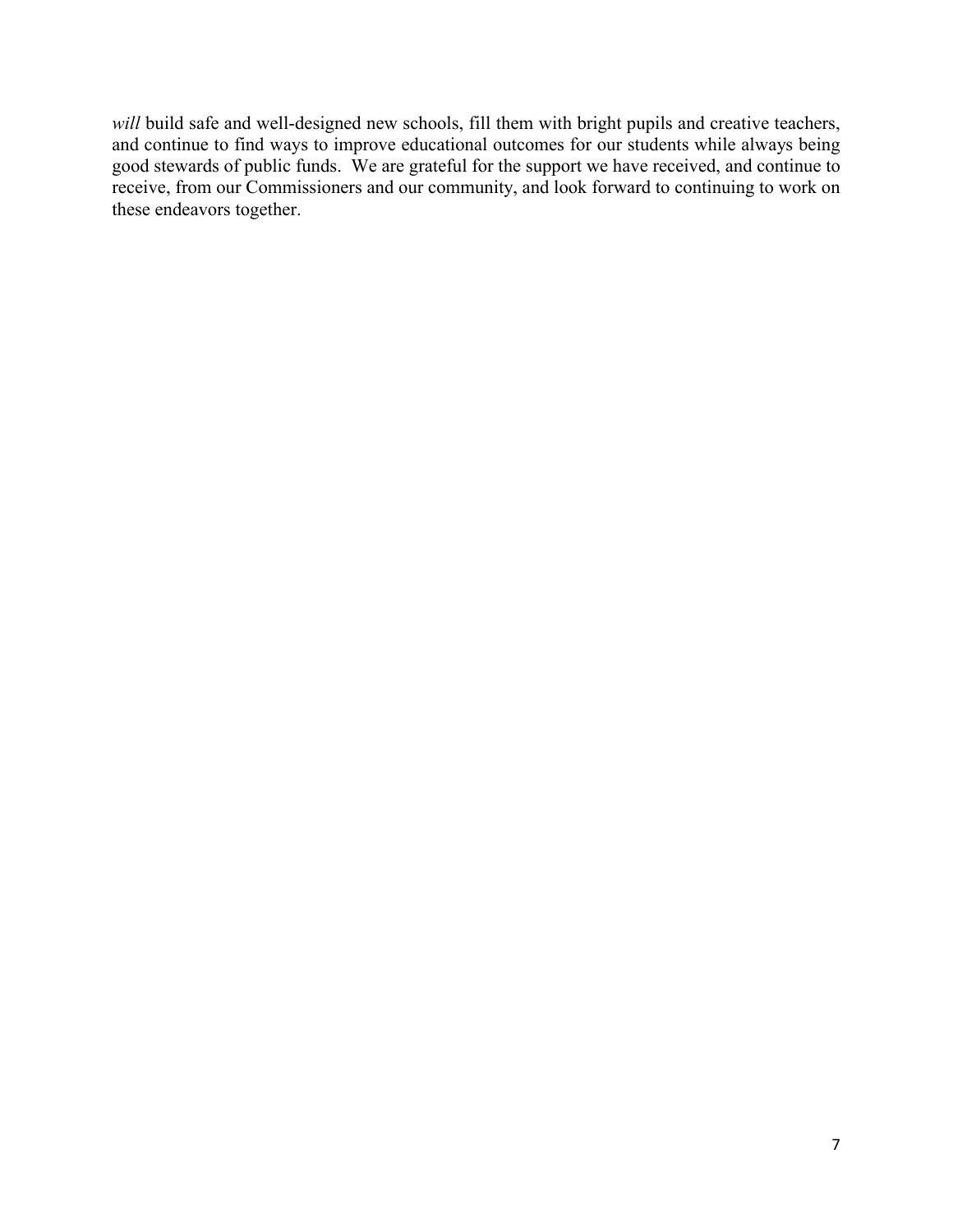*will* build safe and well-designed new schools, fill them with bright pupils and creative teachers, and continue to find ways to improve educational outcomes for our students while always being good stewards of public funds. We are grateful for the support we have received, and continue to receive, from our Commissioners and our community, and look forward to continuing to work on these endeavors together.